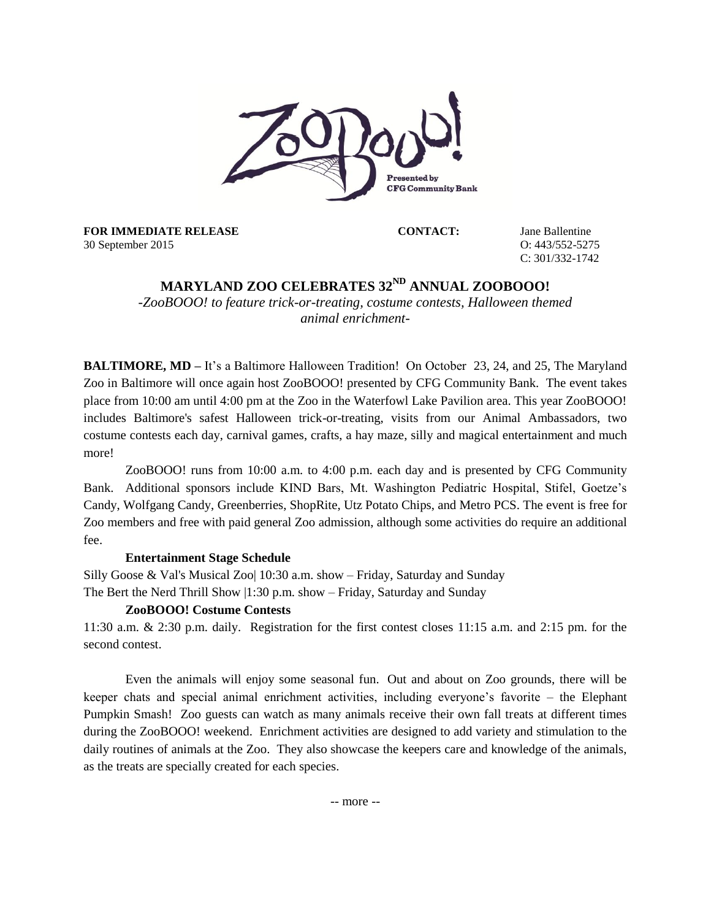ZooBooo!

Presented by CFG Community Bank

**FOR IMMEDIATE RELEASE**
30 September 2015

**CONTACT:** Jane Ballentine
O: 443/552-5275
C: 301/332-1742

# MARYLAND ZOO CELEBRATES 32ND ANNUAL ZOOBOOO!

*-ZooBOOO! to feature trick-or-treating, costume contests, Halloween themed animal enrichment-*

**BALTIMORE, MD –** It's a Baltimore Halloween Tradition! On October 23, 24, and 25, The Maryland Zoo in Baltimore will once again host ZooBOOO! presented by CFG Community Bank. The event takes place from 10:00 am until 4:00 pm at the Zoo in the Waterfowl Lake Pavilion area. This year ZooBOOO! includes Baltimore's safest Halloween trick-or-treating, visits from our Animal Ambassadors, two costume contests each day, carnival games, crafts, a hay maze, silly and magical entertainment and much more!

ZooBOOO! runs from 10:00 a.m. to 4:00 p.m. each day and is presented by CFG Community Bank. Additional sponsors include KIND Bars, Mt. Washington Pediatric Hospital, Stifel, Goetze's Candy, Wolfgang Candy, Greenberries, ShopRite, Utz Potato Chips, and Metro PCS. The event is free for Zoo members and free with paid general Zoo admission, although some activities do require an additional fee.

**Entertainment Stage Schedule**

Silly Goose & Val's Musical Zoo| 10:30 a.m. show – Friday, Saturday and Sunday
The Bert the Nerd Thrill Show |1:30 p.m. show – Friday, Saturday and Sunday

**ZooBOOO! Costume Contests**

11:30 a.m. & 2:30 p.m. daily. Registration for the first contest closes 11:15 a.m. and 2:15 pm. for the second contest.

Even the animals will enjoy some seasonal fun. Out and about on Zoo grounds, there will be keeper chats and special animal enrichment activities, including everyone's favorite – the Elephant Pumpkin Smash! Zoo guests can watch as many animals receive their own fall treats at different times during the ZooBOOO! weekend. Enrichment activities are designed to add variety and stimulation to the daily routines of animals at the Zoo. They also showcase the keepers care and knowledge of the animals, as the treats are specially created for each species.

-- more --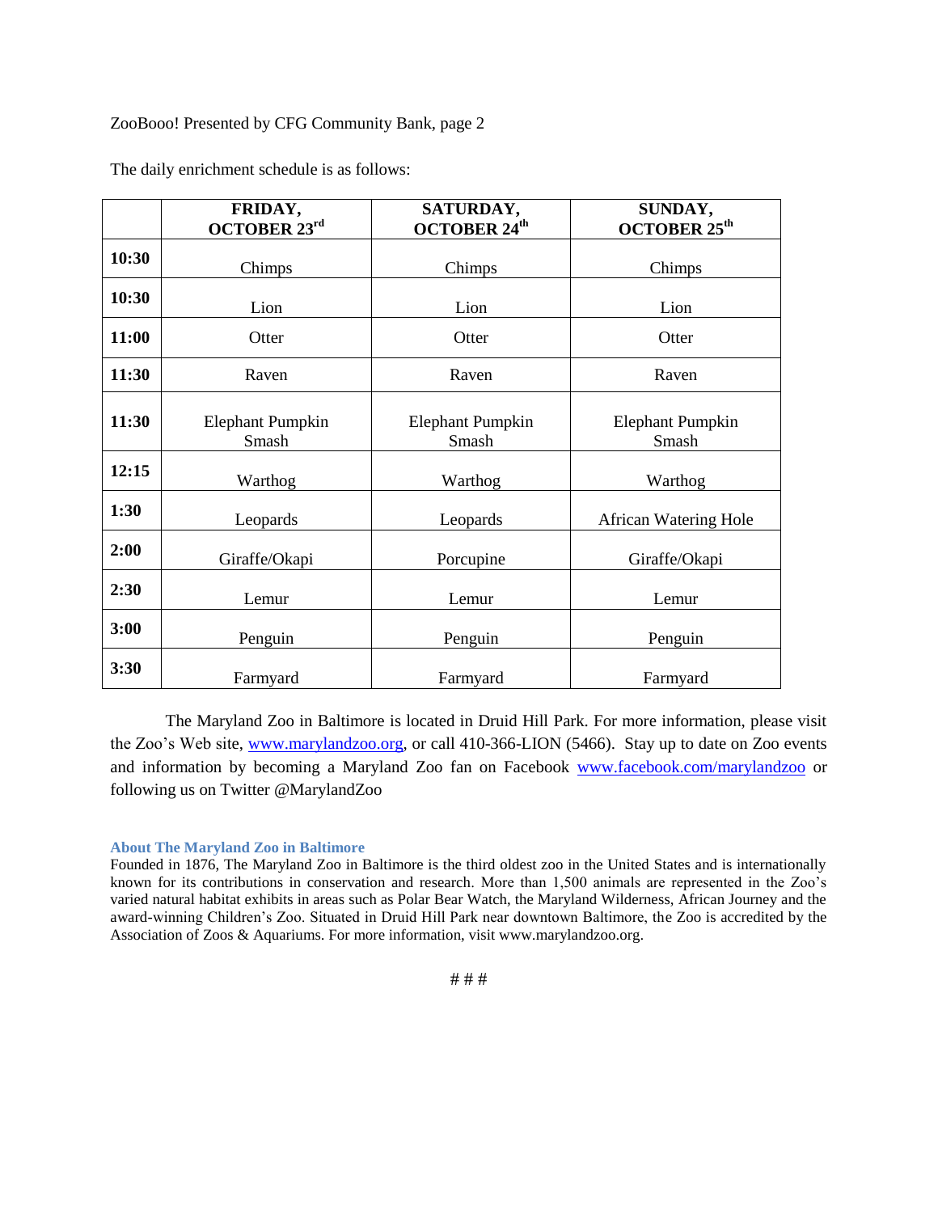ZooBooo! Presented by CFG Community Bank, page 2

The daily enrichment schedule is as follows:

| | FRIDAY, OCTOBER 23rd | SATURDAY, OCTOBER 24th | SUNDAY, OCTOBER 25th |
|---|---|---|---|
| **10:30** | Chimps | Chimps | Chimps |
| **10:30** | Lion | Lion | Lion |
| **11:00** | Otter | Otter | Otter |
| **11:30** | Raven | Raven | Raven |
| **11:30** | Elephant Pumpkin Smash | Elephant Pumpkin Smash | Elephant Pumpkin Smash |
| **12:15** | Warthog | Warthog | Warthog |
| **1:30** | Leopards | Leopards | African Watering Hole |
| **2:00** | Giraffe/Okapi | Porcupine | Giraffe/Okapi |
| **2:30** | Lemur | Lemur | Lemur |
| **3:00** | Penguin | Penguin | Penguin |
| **3:30** | Farmyard | Farmyard | Farmyard |

The Maryland Zoo in Baltimore is located in Druid Hill Park. For more information, please visit the Zoo's Web site, www.marylandzoo.org, or call 410-366-LION (5466). Stay up to date on Zoo events and information by becoming a Maryland Zoo fan on Facebook www.facebook.com/marylandzoo or following us on Twitter @MarylandZoo

**About The Maryland Zoo in Baltimore**

Founded in 1876, The Maryland Zoo in Baltimore is the third oldest zoo in the United States and is internationally known for its contributions in conservation and research. More than 1,500 animals are represented in the Zoo's varied natural habitat exhibits in areas such as Polar Bear Watch, the Maryland Wilderness, African Journey and the award-winning Children's Zoo. Situated in Druid Hill Park near downtown Baltimore, the Zoo is accredited by the Association of Zoos & Aquariums. For more information, visit www.marylandzoo.org.

# # #